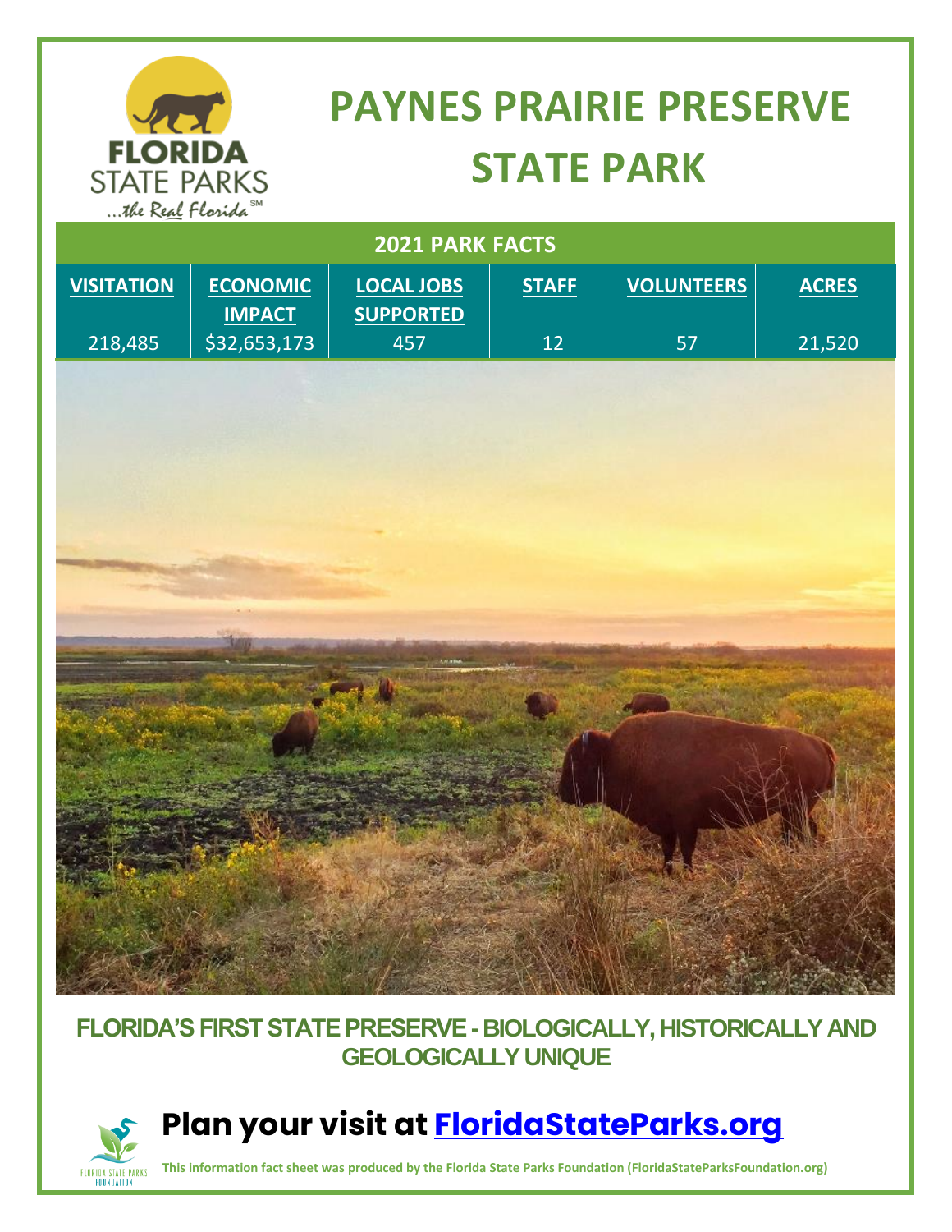# PAYNES PRAIRIE PRESERVE STATE PARK

| 2021 PARK FACTS | | | | | |
|---|---|---|---|---|---|
| **VISITATION** | **ECONOMIC IMPACT** | **LOCAL JOBS SUPPORTED** | **STAFF** | **VOLUNTEERS** | **ACRES** |
| 218,485 | $32,653,173 | 457 | 12 | 57 | 21,520 |

## FLORIDA'S FIRST STATE PRESERVE - BIOLOGICALLY, HISTORICALLY AND GEOLOGICALLY UNIQUE

## Plan your visit at FloridaStateParks.org

**This information fact sheet was produced by the Florida State Parks Foundation (FloridaStateParksFoundation.org)**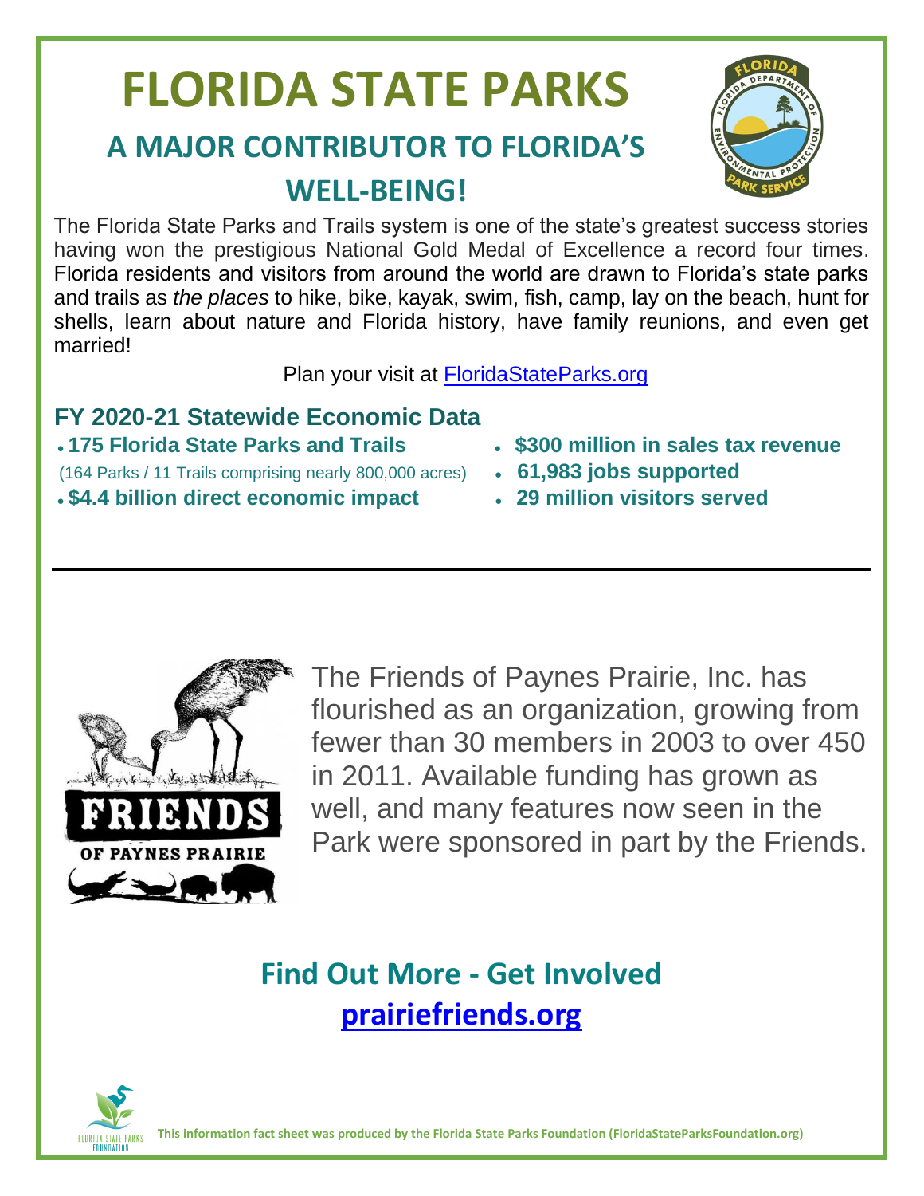# FLORIDA STATE PARKS

## A MAJOR CONTRIBUTOR TO FLORIDA'S WELL-BEING!

The Florida State Parks and Trails system is one of the state's greatest success stories having won the prestigious National Gold Medal of Excellence a record four times. Florida residents and visitors from around the world are drawn to Florida's state parks and trails as *the places* to hike, bike, kayak, swim, fish, camp, lay on the beach, hunt for shells, learn about nature and Florida history, have family reunions, and even get married!

Plan your visit at [FloridaStateParks.org](https://FloridaStateParks.org)

### FY 2020-21 Statewide Economic Data

- **175 Florida State Parks and Trails**
  (164 Parks / 11 Trails comprising nearly 800,000 acres)
- **$4.4 billion direct economic impact**
- **$300 million in sales tax revenue**
- **61,983 jobs supported**
- **29 million visitors served**

---

The Friends of Paynes Prairie, Inc. has flourished as an organization, growing from fewer than 30 members in 2003 to over 450 in 2011. Available funding has grown as well, and many features now seen in the Park were sponsored in part by the Friends.

## Find Out More - Get Involved

## [prairiefriends.org](https://prairiefriends.org)

**This information fact sheet was produced by the Florida State Parks Foundation (FloridaStateParksFoundation.org)**